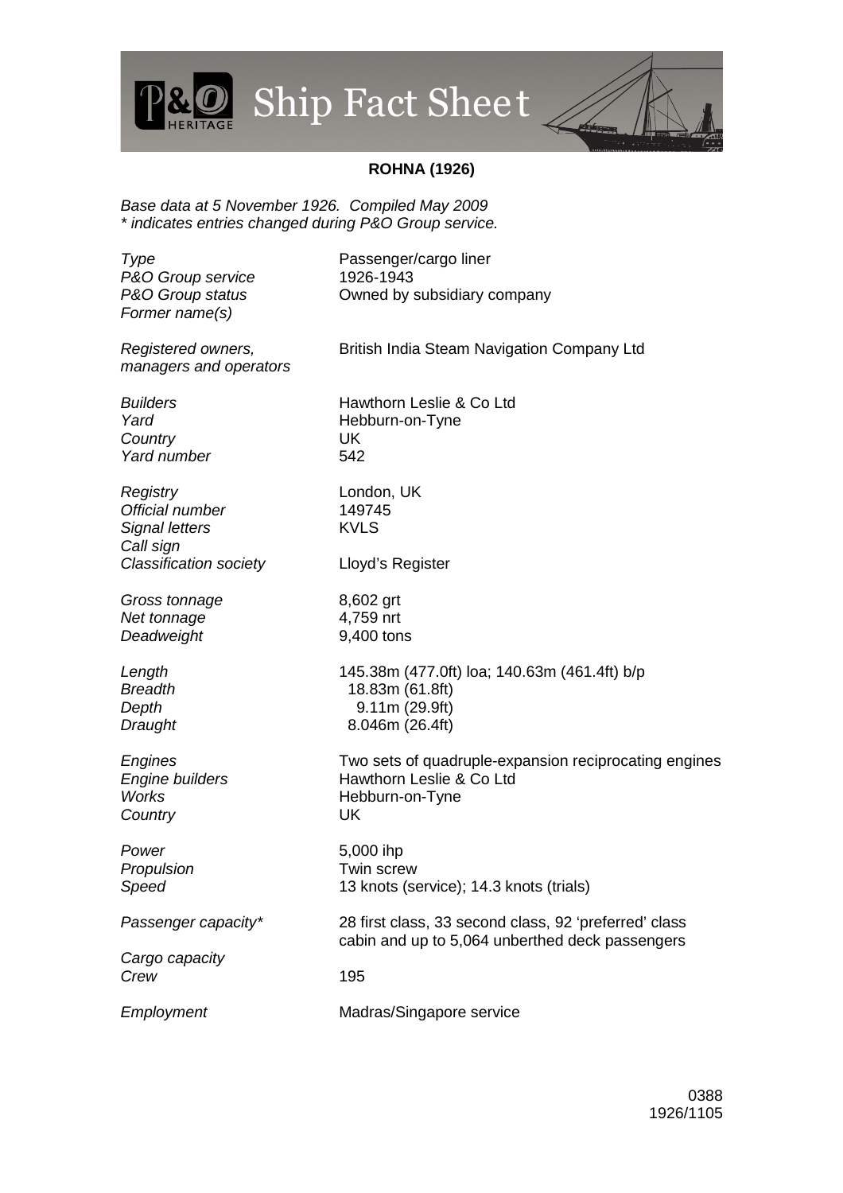# Ship Fact Sheet

**ROHNA (1926)**

*Base data at 5 November 1926. Compiled May 2009*
*\* indicates entries changed during P&O Group service.*

| | |
|---|---|
| *Type* | Passenger/cargo liner |
| *P&O Group service* | 1926-1943 |
| *P&O Group status* | Owned by subsidiary company |
| *Former name(s)* | |
| *Registered owners, managers and operators* | British India Steam Navigation Company Ltd |
| *Builders* | Hawthorn Leslie & Co Ltd |
| *Yard* | Hebburn-on-Tyne |
| *Country* | UK |
| *Yard number* | 542 |
| *Registry* | London, UK |
| *Official number* | 149745 |
| *Signal letters* | KVLS |
| *Call sign* | |
| *Classification society* | Lloyd's Register |
| *Gross tonnage* | 8,602 grt |
| *Net tonnage* | 4,759 nrt |
| *Deadweight* | 9,400 tons |
| *Length* | 145.38m (477.0ft) loa; 140.63m (461.4ft) b/p |
| *Breadth* | 18.83m (61.8ft) |
| *Depth* | 9.11m (29.9ft) |
| *Draught* | 8.046m (26.4ft) |
| *Engines* | Two sets of quadruple-expansion reciprocating engines |
| *Engine builders* | Hawthorn Leslie & Co Ltd |
| *Works* | Hebburn-on-Tyne |
| *Country* | UK |
| *Power* | 5,000 ihp |
| *Propulsion* | Twin screw |
| *Speed* | 13 knots (service); 14.3 knots (trials) |
| *Passenger capacity\** | 28 first class, 33 second class, 92 'preferred' class cabin and up to 5,064 unberthed deck passengers |
| *Cargo capacity* | |
| *Crew* | 195 |
| *Employment* | Madras/Singapore service |

0388
1926/1105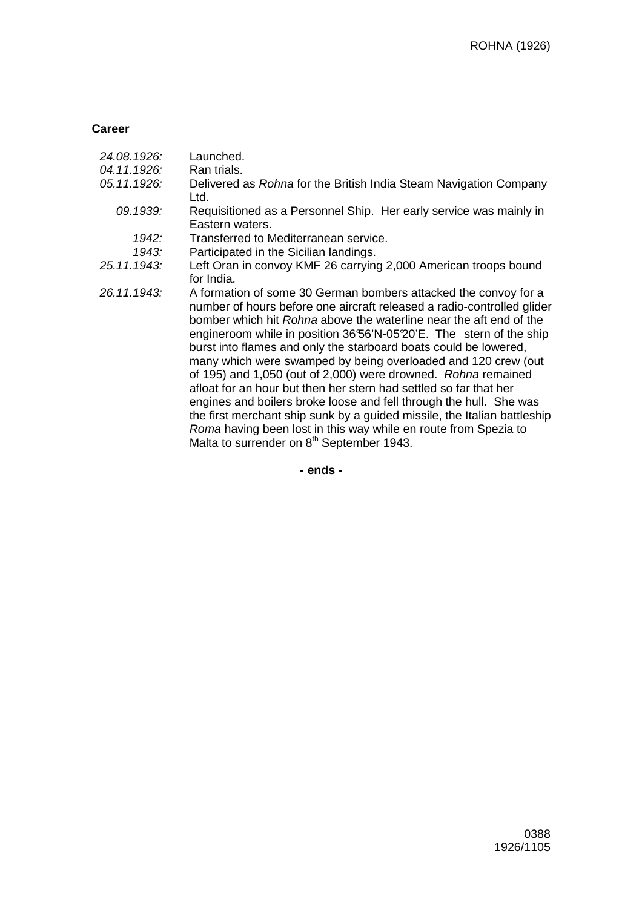**Career**

| | |
|---|---|
| *24.08.1926:* | Launched. |
| *04.11.1926:* | Ran trials. |
| *05.11.1926:* | Delivered as *Rohna* for the British India Steam Navigation Company Ltd. |
| *09.1939:* | Requisitioned as a Personnel Ship. Her early service was mainly in Eastern waters. |
| *1942:* | Transferred to Mediterranean service. |
| *1943:* | Participated in the Sicilian landings. |
| *25.11.1943:* | Left Oran in convoy KMF 26 carrying 2,000 American troops bound for India. |
| *26.11.1943:* | A formation of some 30 German bombers attacked the convoy for a number of hours before one aircraft released a radio-controlled glider bomber which hit *Rohna* above the waterline near the aft end of the engineroom while in position 36°56'N-05°20'E. The stern of the ship burst into flames and only the starboard boats could be lowered, many which were swamped by being overloaded and 120 crew (out of 195) and 1,050 (out of 2,000) were drowned. *Rohna* remained afloat for an hour but then her stern had settled so far that her engines and boilers broke loose and fell through the hull. She was the first merchant ship sunk by a guided missile, the Italian battleship *Roma* having been lost in this way while en route from Spezia to Malta to surrender on 8th September 1943. |

**- ends -**

0388
1926/1105